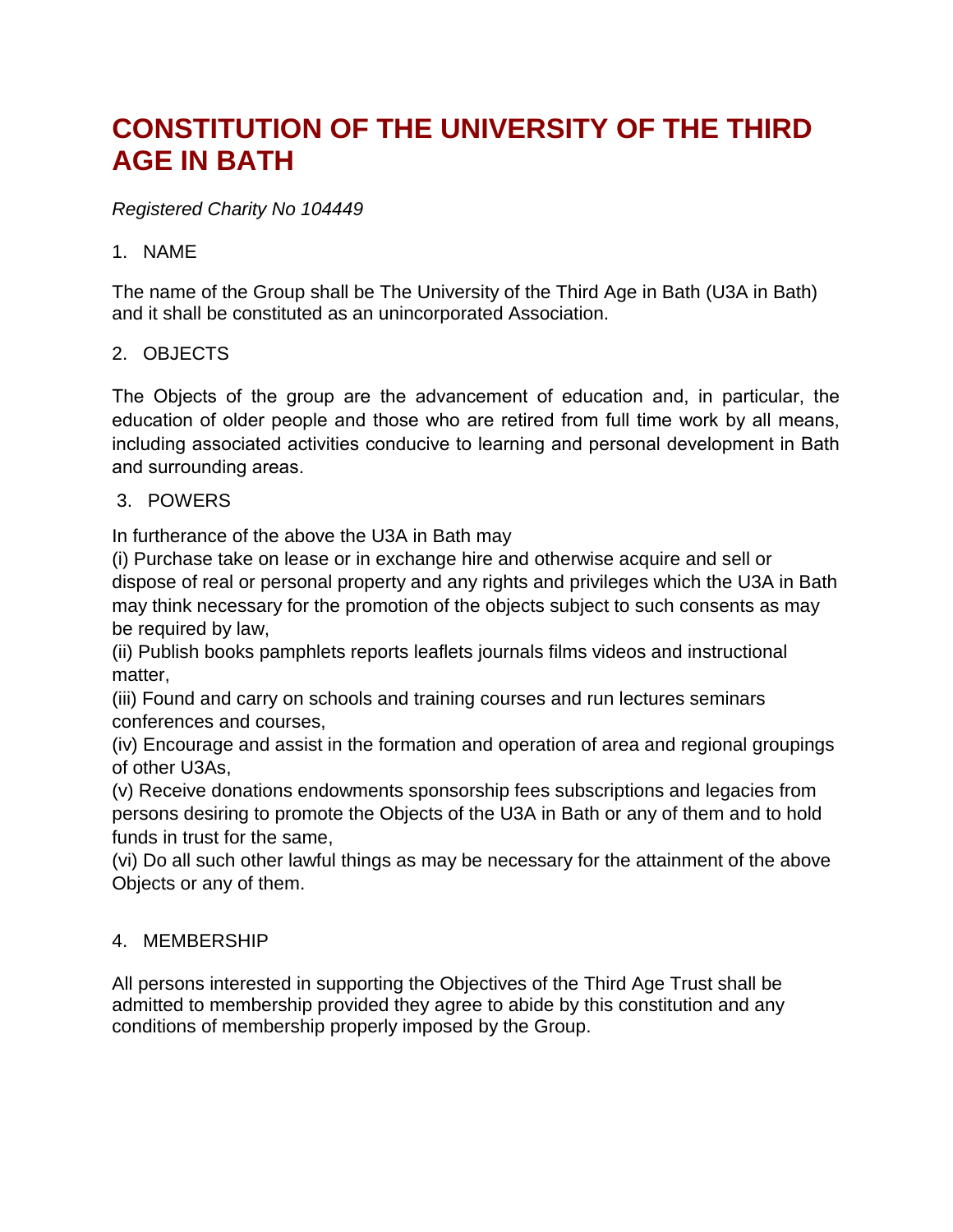# CONSTITUTION OF THE UNIVERSITY OF THE THIRD AGE IN BATH

*Registered Charity No 104449*

## 1. NAME

The name of the Group shall be The University of the Third Age in Bath (U3A in Bath) and it shall be constituted as an unincorporated Association.

## 2. OBJECTS

The Objects of the group are the advancement of education and, in particular, the education of older people and those who are retired from full time work by all means, including associated activities conducive to learning and personal development in Bath and surrounding areas.

## 3. POWERS

In furtherance of the above the U3A in Bath may

(i) Purchase take on lease or in exchange hire and otherwise acquire and sell or dispose of real or personal property and any rights and privileges which the U3A in Bath may think necessary for the promotion of the objects subject to such consents as may be required by law,

(ii) Publish books pamphlets reports leaflets journals films videos and instructional matter,

(iii) Found and carry on schools and training courses and run lectures seminars conferences and courses,

(iv) Encourage and assist in the formation and operation of area and regional groupings of other U3As,

(v) Receive donations endowments sponsorship fees subscriptions and legacies from persons desiring to promote the Objects of the U3A in Bath or any of them and to hold funds in trust for the same,

(vi) Do all such other lawful things as may be necessary for the attainment of the above Objects or any of them.

## 4. MEMBERSHIP

All persons interested in supporting the Objectives of the Third Age Trust shall be admitted to membership provided they agree to abide by this constitution and any conditions of membership properly imposed by the Group.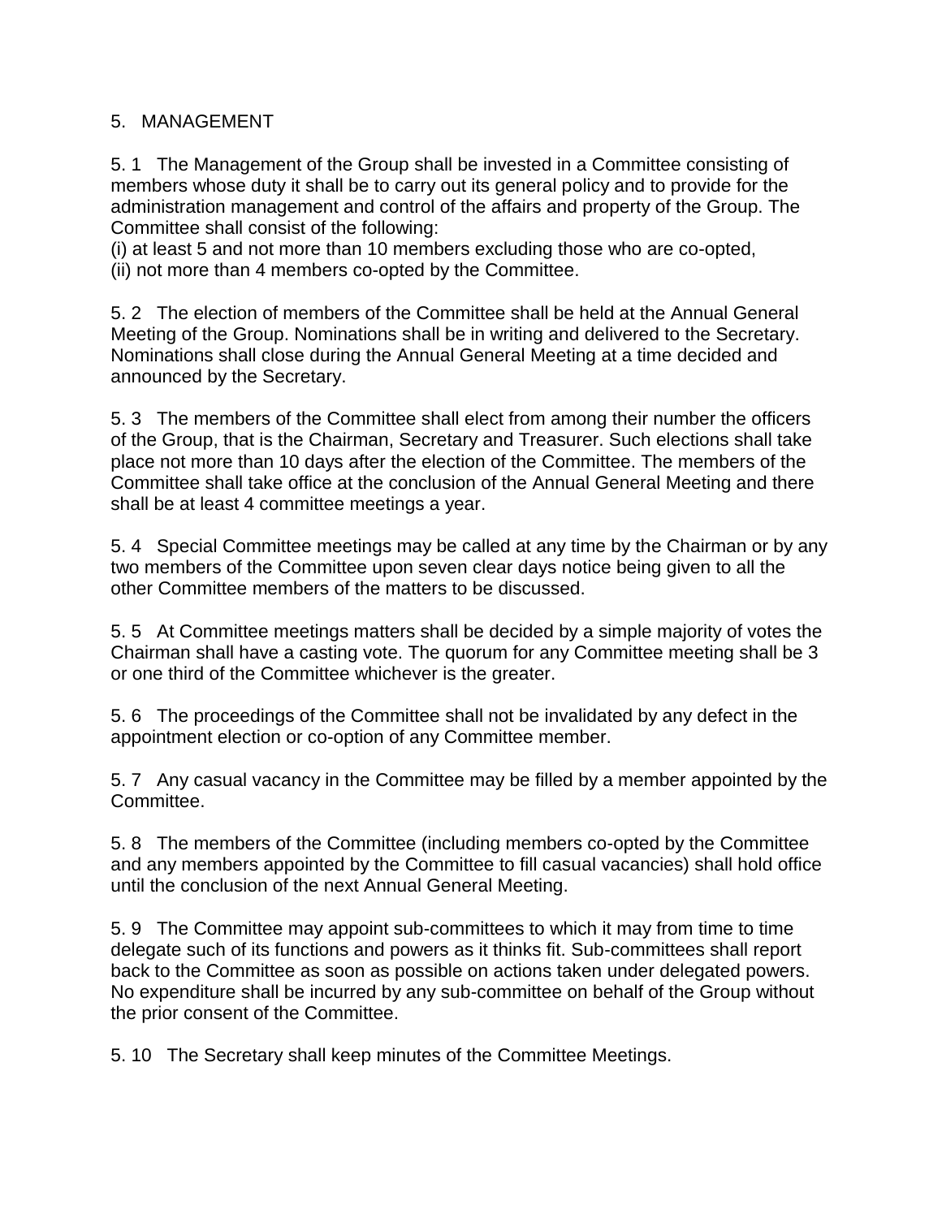## 5. MANAGEMENT

5.1 The Management of the Group shall be invested in a Committee consisting of members whose duty it shall be to carry out its general policy and to provide for the administration management and control of the affairs and property of the Group. The Committee shall consist of the following:

(i) at least 5 and not more than 10 members excluding those who are co-opted,
(ii) not more than 4 members co-opted by the Committee.

5.2 The election of members of the Committee shall be held at the Annual General Meeting of the Group. Nominations shall be in writing and delivered to the Secretary. Nominations shall close during the Annual General Meeting at a time decided and announced by the Secretary.

5.3 The members of the Committee shall elect from among their number the officers of the Group, that is the Chairman, Secretary and Treasurer. Such elections shall take place not more than 10 days after the election of the Committee. The members of the Committee shall take office at the conclusion of the Annual General Meeting and there shall be at least 4 committee meetings a year.

5.4 Special Committee meetings may be called at any time by the Chairman or by any two members of the Committee upon seven clear days notice being given to all the other Committee members of the matters to be discussed.

5.5 At Committee meetings matters shall be decided by a simple majority of votes the Chairman shall have a casting vote. The quorum for any Committee meeting shall be 3 or one third of the Committee whichever is the greater.

5.6 The proceedings of the Committee shall not be invalidated by any defect in the appointment election or co-option of any Committee member.

5.7 Any casual vacancy in the Committee may be filled by a member appointed by the Committee.

5.8 The members of the Committee (including members co-opted by the Committee and any members appointed by the Committee to fill casual vacancies) shall hold office until the conclusion of the next Annual General Meeting.

5.9 The Committee may appoint sub-committees to which it may from time to time delegate such of its functions and powers as it thinks fit. Sub-committees shall report back to the Committee as soon as possible on actions taken under delegated powers. No expenditure shall be incurred by any sub-committee on behalf of the Group without the prior consent of the Committee.

5.10 The Secretary shall keep minutes of the Committee Meetings.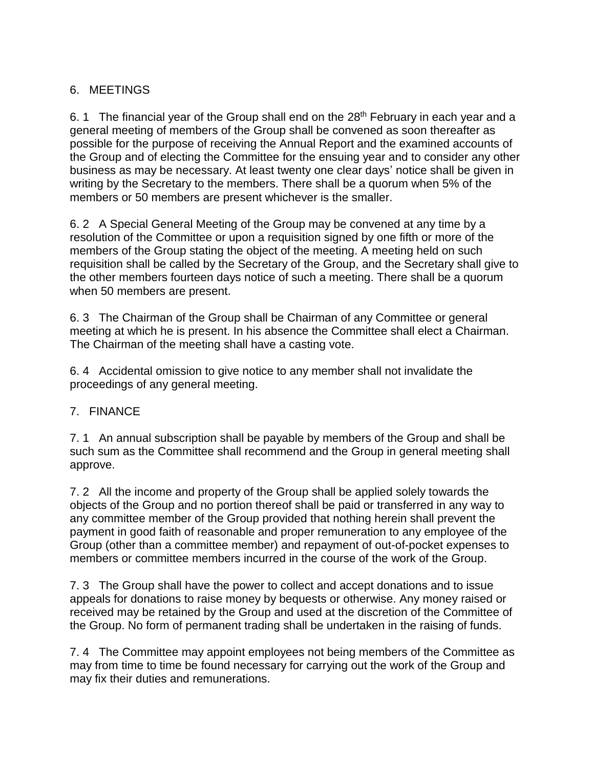## 6. MEETINGS

6. 1 The financial year of the Group shall end on the 28th February in each year and a general meeting of members of the Group shall be convened as soon thereafter as possible for the purpose of receiving the Annual Report and the examined accounts of the Group and of electing the Committee for the ensuing year and to consider any other business as may be necessary. At least twenty one clear days' notice shall be given in writing by the Secretary to the members. There shall be a quorum when 5% of the members or 50 members are present whichever is the smaller.

6. 2 A Special General Meeting of the Group may be convened at any time by a resolution of the Committee or upon a requisition signed by one fifth or more of the members of the Group stating the object of the meeting. A meeting held on such requisition shall be called by the Secretary of the Group, and the Secretary shall give to the other members fourteen days notice of such a meeting. There shall be a quorum when 50 members are present.

6. 3 The Chairman of the Group shall be Chairman of any Committee or general meeting at which he is present. In his absence the Committee shall elect a Chairman. The Chairman of the meeting shall have a casting vote.

6. 4 Accidental omission to give notice to any member shall not invalidate the proceedings of any general meeting.

## 7. FINANCE

7. 1 An annual subscription shall be payable by members of the Group and shall be such sum as the Committee shall recommend and the Group in general meeting shall approve.

7. 2 All the income and property of the Group shall be applied solely towards the objects of the Group and no portion thereof shall be paid or transferred in any way to any committee member of the Group provided that nothing herein shall prevent the payment in good faith of reasonable and proper remuneration to any employee of the Group (other than a committee member) and repayment of out-of-pocket expenses to members or committee members incurred in the course of the work of the Group.

7. 3 The Group shall have the power to collect and accept donations and to issue appeals for donations to raise money by bequests or otherwise. Any money raised or received may be retained by the Group and used at the discretion of the Committee of the Group. No form of permanent trading shall be undertaken in the raising of funds.

7. 4 The Committee may appoint employees not being members of the Committee as may from time to time be found necessary for carrying out the work of the Group and may fix their duties and remunerations.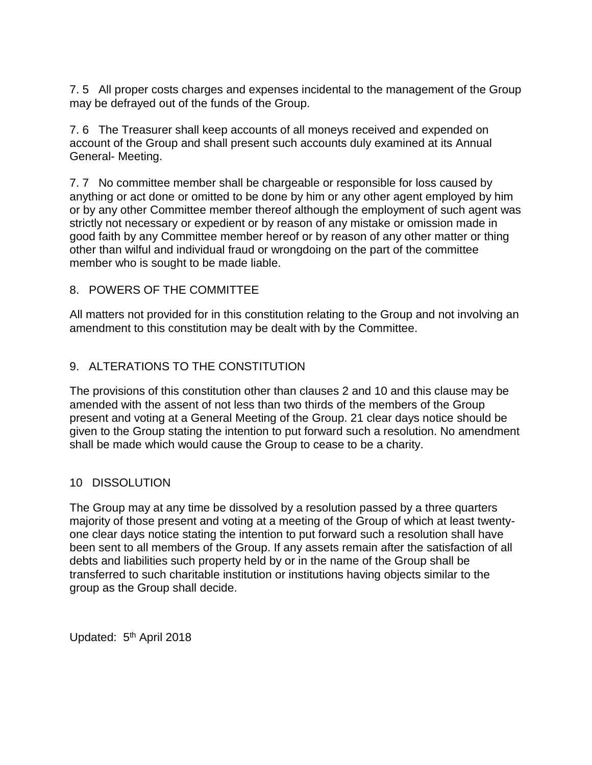7. 5 All proper costs charges and expenses incidental to the management of the Group may be defrayed out of the funds of the Group.

7. 6 The Treasurer shall keep accounts of all moneys received and expended on account of the Group and shall present such accounts duly examined at its Annual General- Meeting.

7. 7 No committee member shall be chargeable or responsible for loss caused by anything or act done or omitted to be done by him or any other agent employed by him or by any other Committee member thereof although the employment of such agent was strictly not necessary or expedient or by reason of any mistake or omission made in good faith by any Committee member hereof or by reason of any other matter or thing other than wilful and individual fraud or wrongdoing on the part of the committee member who is sought to be made liable.

## 8. POWERS OF THE COMMITTEE

All matters not provided for in this constitution relating to the Group and not involving an amendment to this constitution may be dealt with by the Committee.

## 9. ALTERATIONS TO THE CONSTITUTION

The provisions of this constitution other than clauses 2 and 10 and this clause may be amended with the assent of not less than two thirds of the members of the Group present and voting at a General Meeting of the Group. 21 clear days notice should be given to the Group stating the intention to put forward such a resolution. No amendment shall be made which would cause the Group to cease to be a charity.

## 10 DISSOLUTION

The Group may at any time be dissolved by a resolution passed by a three quarters majority of those present and voting at a meeting of the Group of which at least twenty-one clear days notice stating the intention to put forward such a resolution shall have been sent to all members of the Group. If any assets remain after the satisfaction of all debts and liabilities such property held by or in the name of the Group shall be transferred to such charitable institution or institutions having objects similar to the group as the Group shall decide.

Updated: 5th April 2018